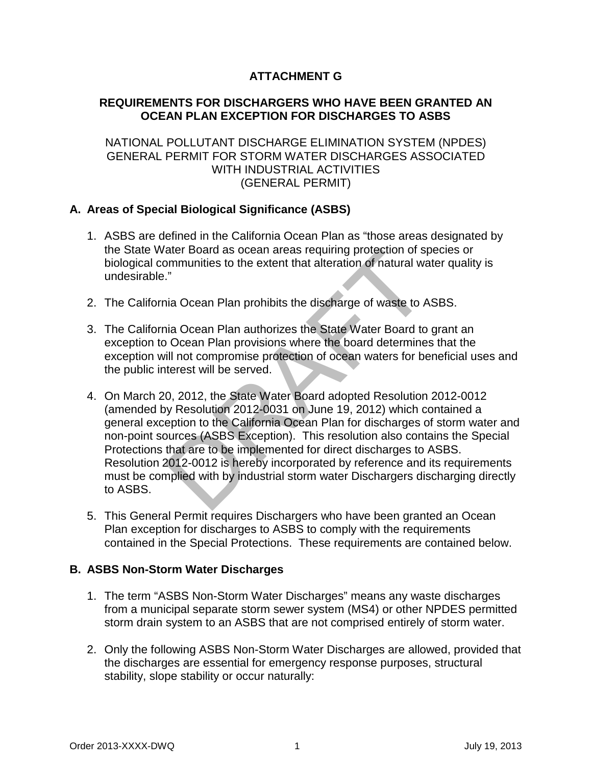# ATTACHMENT G

## REQUIREMENTS FOR DISCHARGERS WHO HAVE BEEN GRANTED AN OCEAN PLAN EXCEPTION FOR DISCHARGES TO ASBS

NATIONAL POLLUTANT DISCHARGE ELIMINATION SYSTEM (NPDES)
GENERAL PERMIT FOR STORM WATER DISCHARGES ASSOCIATED WITH INDUSTRIAL ACTIVITIES
(GENERAL PERMIT)

### A. Areas of Special Biological Significance (ASBS)

1. ASBS are defined in the California Ocean Plan as "those areas designated by the State Water Board as ocean areas requiring protection of species or biological communities to the extent that alteration of natural water quality is undesirable."

2. The California Ocean Plan prohibits the discharge of waste to ASBS.

3. The California Ocean Plan authorizes the State Water Board to grant an exception to Ocean Plan provisions where the board determines that the exception will not compromise protection of ocean waters for beneficial uses and the public interest will be served.

4. On March 20, 2012, the State Water Board adopted Resolution 2012-0012 (amended by Resolution 2012-0031 on June 19, 2012) which contained a general exception to the California Ocean Plan for discharges of storm water and non-point sources (ASBS Exception). This resolution also contains the Special Protections that are to be implemented for direct discharges to ASBS. Resolution 2012-0012 is hereby incorporated by reference and its requirements must be complied with by industrial storm water Dischargers discharging directly to ASBS.

5. This General Permit requires Dischargers who have been granted an Ocean Plan exception for discharges to ASBS to comply with the requirements contained in the Special Protections. These requirements are contained below.

### B. ASBS Non-Storm Water Discharges

1. The term "ASBS Non-Storm Water Discharges" means any waste discharges from a municipal separate storm sewer system (MS4) or other NPDES permitted storm drain system to an ASBS that are not comprised entirely of storm water.

2. Only the following ASBS Non-Storm Water Discharges are allowed, provided that the discharges are essential for emergency response purposes, structural stability, slope stability or occur naturally: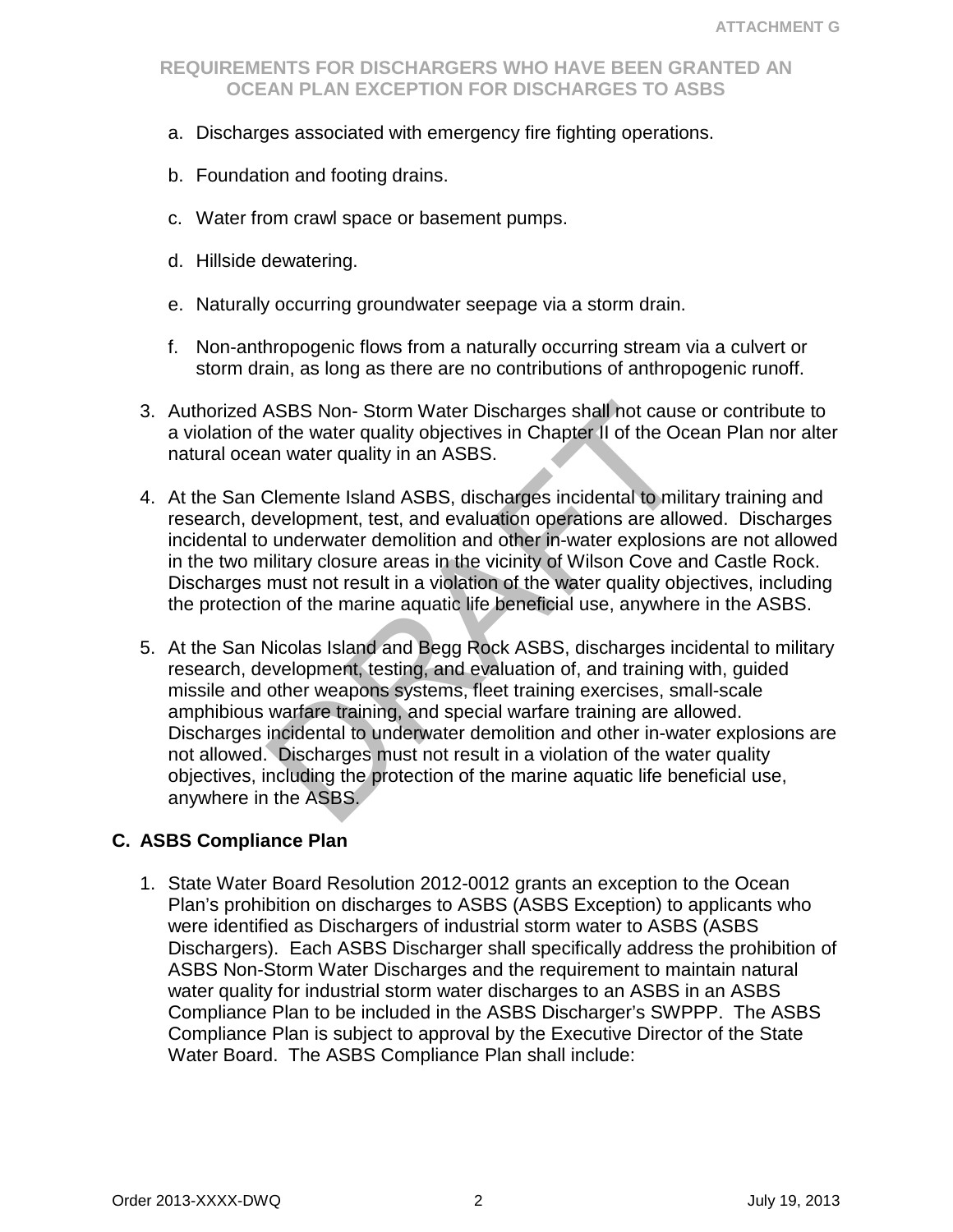a. Discharges associated with emergency fire fighting operations.

b. Foundation and footing drains.

c. Water from crawl space or basement pumps.

d. Hillside dewatering.

e. Naturally occurring groundwater seepage via a storm drain.

f. Non-anthropogenic flows from a naturally occurring stream via a culvert or storm drain, as long as there are no contributions of anthropogenic runoff.

3. Authorized ASBS Non- Storm Water Discharges shall not cause or contribute to a violation of the water quality objectives in Chapter II of the Ocean Plan nor alter natural ocean water quality in an ASBS.

4. At the San Clemente Island ASBS, discharges incidental to military training and research, development, test, and evaluation operations are allowed. Discharges incidental to underwater demolition and other in-water explosions are not allowed in the two military closure areas in the vicinity of Wilson Cove and Castle Rock. Discharges must not result in a violation of the water quality objectives, including the protection of the marine aquatic life beneficial use, anywhere in the ASBS.

5. At the San Nicolas Island and Begg Rock ASBS, discharges incidental to military research, development, testing, and evaluation of, and training with, guided missile and other weapons systems, fleet training exercises, small-scale amphibious warfare training, and special warfare training are allowed. Discharges incidental to underwater demolition and other in-water explosions are not allowed. Discharges must not result in a violation of the water quality objectives, including the protection of the marine aquatic life beneficial use, anywhere in the ASBS.

## C. ASBS Compliance Plan

1. State Water Board Resolution 2012-0012 grants an exception to the Ocean Plan's prohibition on discharges to ASBS (ASBS Exception) to applicants who were identified as Dischargers of industrial storm water to ASBS (ASBS Dischargers). Each ASBS Discharger shall specifically address the prohibition of ASBS Non-Storm Water Discharges and the requirement to maintain natural water quality for industrial storm water discharges to an ASBS in an ASBS Compliance Plan to be included in the ASBS Discharger's SWPPP. The ASBS Compliance Plan is subject to approval by the Executive Director of the State Water Board. The ASBS Compliance Plan shall include: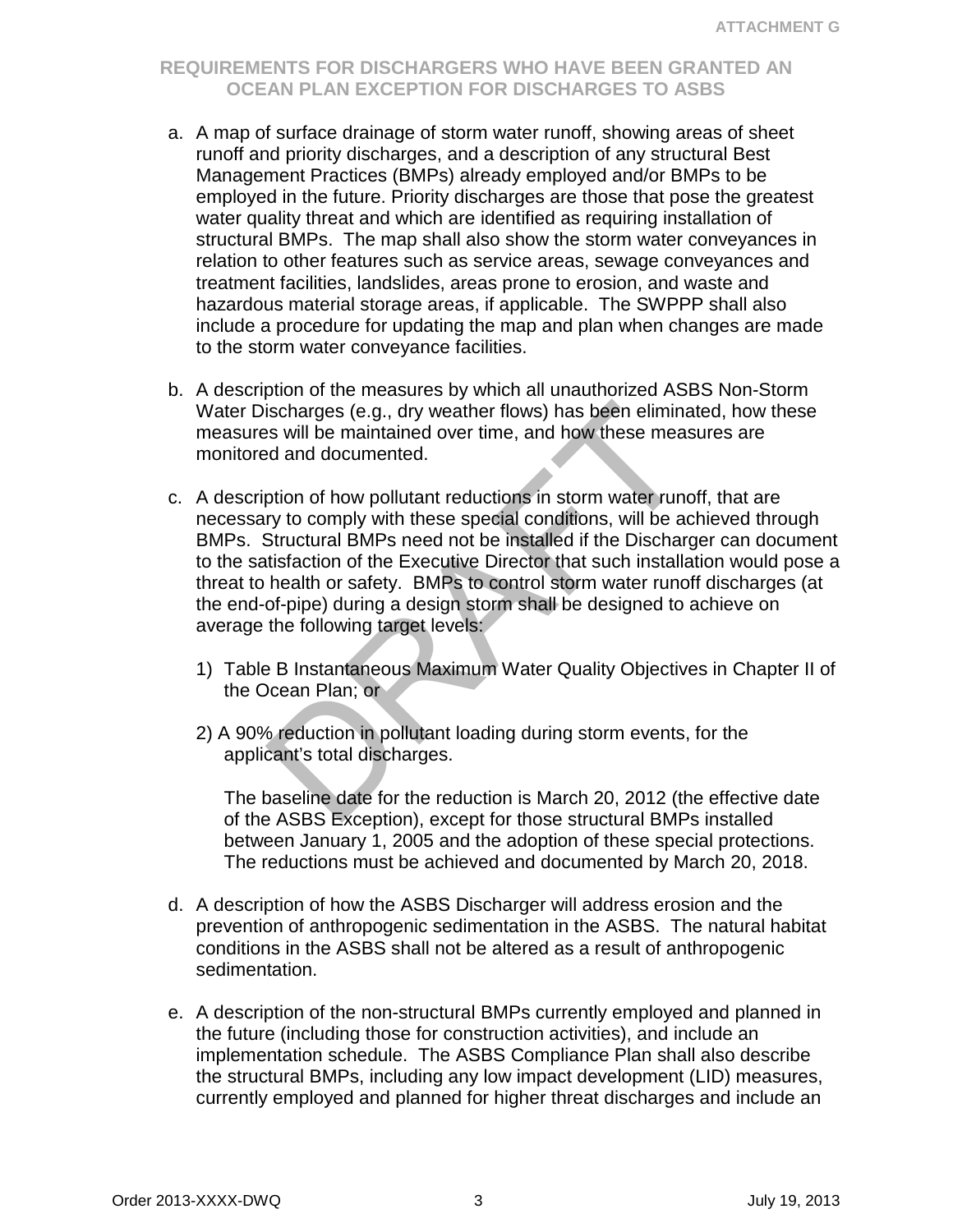a. A map of surface drainage of storm water runoff, showing areas of sheet runoff and priority discharges, and a description of any structural Best Management Practices (BMPs) already employed and/or BMPs to be employed in the future. Priority discharges are those that pose the greatest water quality threat and which are identified as requiring installation of structural BMPs. The map shall also show the storm water conveyances in relation to other features such as service areas, sewage conveyances and treatment facilities, landslides, areas prone to erosion, and waste and hazardous material storage areas, if applicable. The SWPPP shall also include a procedure for updating the map and plan when changes are made to the storm water conveyance facilities.

b. A description of the measures by which all unauthorized ASBS Non-Storm Water Discharges (e.g., dry weather flows) has been eliminated, how these measures will be maintained over time, and how these measures are monitored and documented.

c. A description of how pollutant reductions in storm water runoff, that are necessary to comply with these special conditions, will be achieved through BMPs. Structural BMPs need not be installed if the Discharger can document to the satisfaction of the Executive Director that such installation would pose a threat to health or safety. BMPs to control storm water runoff discharges (at the end-of-pipe) during a design storm shall be designed to achieve on average the following target levels:

   1) Table B Instantaneous Maximum Water Quality Objectives in Chapter II of the Ocean Plan; or

   2) A 90% reduction in pollutant loading during storm events, for the applicant's total discharges.

   The baseline date for the reduction is March 20, 2012 (the effective date of the ASBS Exception), except for those structural BMPs installed between January 1, 2005 and the adoption of these special protections. The reductions must be achieved and documented by March 20, 2018.

d. A description of how the ASBS Discharger will address erosion and the prevention of anthropogenic sedimentation in the ASBS. The natural habitat conditions in the ASBS shall not be altered as a result of anthropogenic sedimentation.

e. A description of the non-structural BMPs currently employed and planned in the future (including those for construction activities), and include an implementation schedule. The ASBS Compliance Plan shall also describe the structural BMPs, including any low impact development (LID) measures, currently employed and planned for higher threat discharges and include an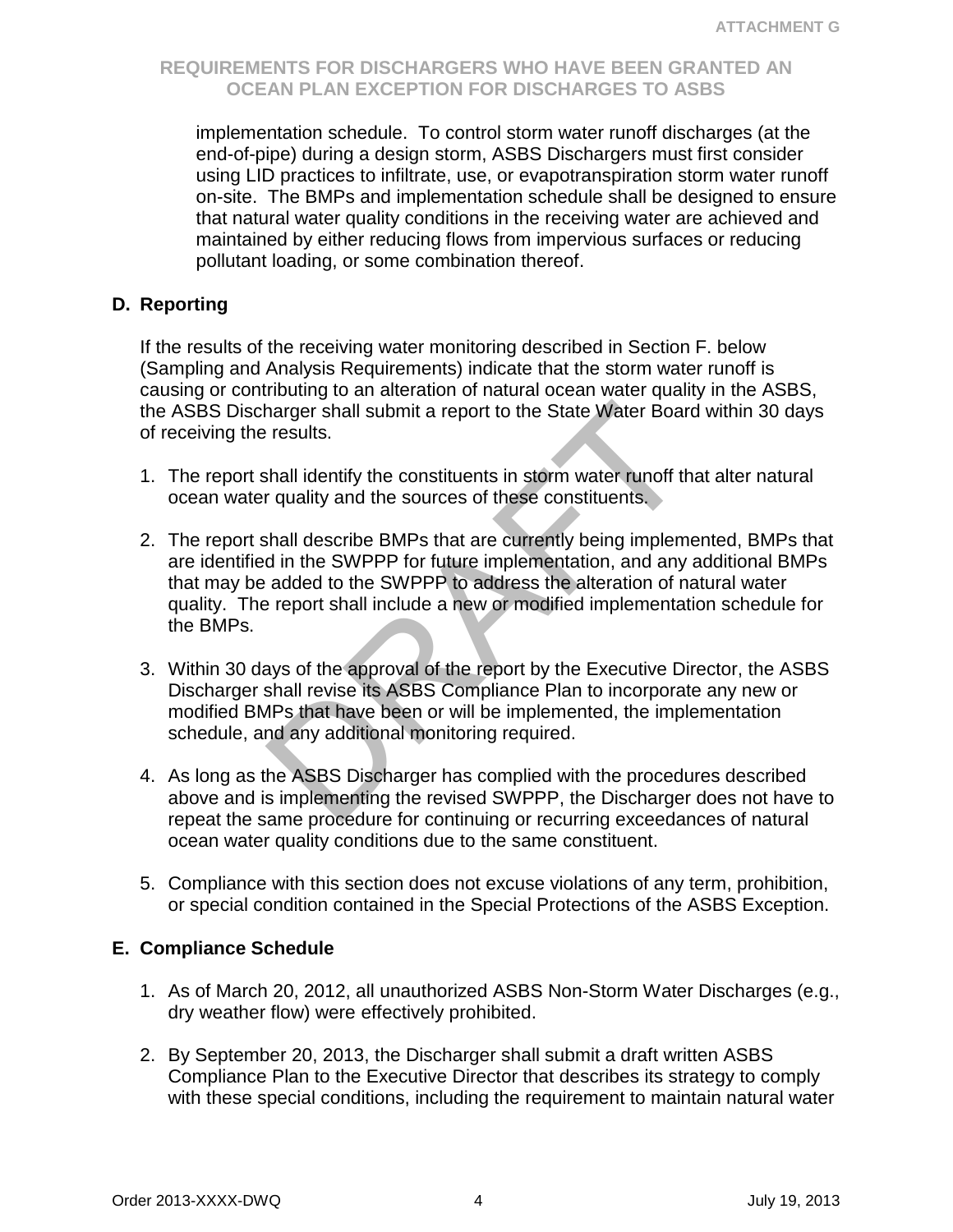implementation schedule. To control storm water runoff discharges (at the end-of-pipe) during a design storm, ASBS Dischargers must first consider using LID practices to infiltrate, use, or evapotranspiration storm water runoff on-site. The BMPs and implementation schedule shall be designed to ensure that natural water quality conditions in the receiving water are achieved and maintained by either reducing flows from impervious surfaces or reducing pollutant loading, or some combination thereof.

## D. Reporting

If the results of the receiving water monitoring described in Section F. below (Sampling and Analysis Requirements) indicate that the storm water runoff is causing or contributing to an alteration of natural ocean water quality in the ASBS, the ASBS Discharger shall submit a report to the State Water Board within 30 days of receiving the results.

1. The report shall identify the constituents in storm water runoff that alter natural ocean water quality and the sources of these constituents.

2. The report shall describe BMPs that are currently being implemented, BMPs that are identified in the SWPPP for future implementation, and any additional BMPs that may be added to the SWPPP to address the alteration of natural water quality. The report shall include a new or modified implementation schedule for the BMPs.

3. Within 30 days of the approval of the report by the Executive Director, the ASBS Discharger shall revise its ASBS Compliance Plan to incorporate any new or modified BMPs that have been or will be implemented, the implementation schedule, and any additional monitoring required.

4. As long as the ASBS Discharger has complied with the procedures described above and is implementing the revised SWPPP, the Discharger does not have to repeat the same procedure for continuing or recurring exceedances of natural ocean water quality conditions due to the same constituent.

5. Compliance with this section does not excuse violations of any term, prohibition, or special condition contained in the Special Protections of the ASBS Exception.

## E. Compliance Schedule

1. As of March 20, 2012, all unauthorized ASBS Non-Storm Water Discharges (e.g., dry weather flow) were effectively prohibited.

2. By September 20, 2013, the Discharger shall submit a draft written ASBS Compliance Plan to the Executive Director that describes its strategy to comply with these special conditions, including the requirement to maintain natural water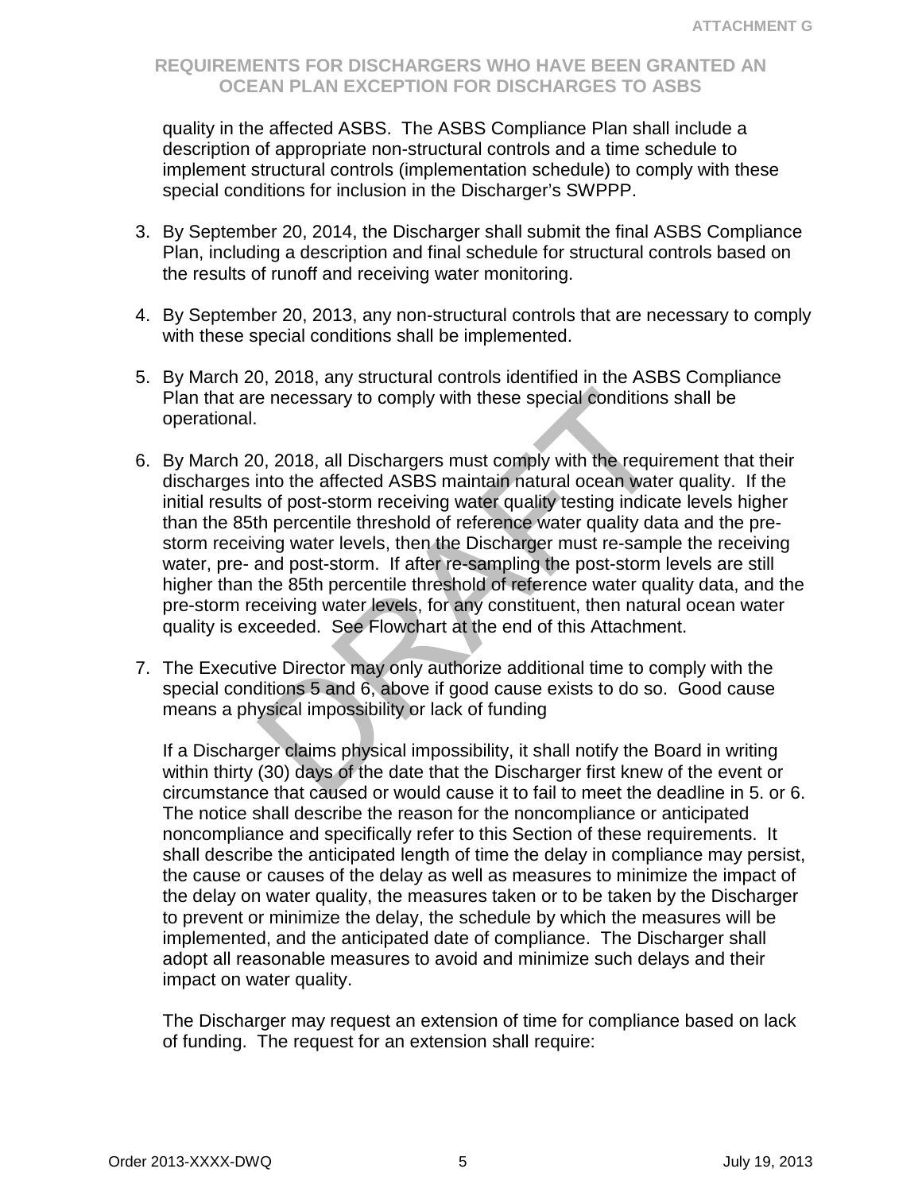quality in the affected ASBS. The ASBS Compliance Plan shall include a description of appropriate non-structural controls and a time schedule to implement structural controls (implementation schedule) to comply with these special conditions for inclusion in the Discharger's SWPPP.

3. By September 20, 2014, the Discharger shall submit the final ASBS Compliance Plan, including a description and final schedule for structural controls based on the results of runoff and receiving water monitoring.

4. By September 20, 2013, any non-structural controls that are necessary to comply with these special conditions shall be implemented.

5. By March 20, 2018, any structural controls identified in the ASBS Compliance Plan that are necessary to comply with these special conditions shall be operational.

6. By March 20, 2018, all Dischargers must comply with the requirement that their discharges into the affected ASBS maintain natural ocean water quality. If the initial results of post-storm receiving water quality testing indicate levels higher than the 85th percentile threshold of reference water quality data and the pre-storm receiving water levels, then the Discharger must re-sample the receiving water, pre- and post-storm. If after re-sampling the post-storm levels are still higher than the 85th percentile threshold of reference water quality data, and the pre-storm receiving water levels, for any constituent, then natural ocean water quality is exceeded. See Flowchart at the end of this Attachment.

7. The Executive Director may only authorize additional time to comply with the special conditions 5 and 6, above if good cause exists to do so. Good cause means a physical impossibility or lack of funding

   If a Discharger claims physical impossibility, it shall notify the Board in writing within thirty (30) days of the date that the Discharger first knew of the event or circumstance that caused or would cause it to fail to meet the deadline in 5. or 6. The notice shall describe the reason for the noncompliance or anticipated noncompliance and specifically refer to this Section of these requirements. It shall describe the anticipated length of time the delay in compliance may persist, the cause or causes of the delay as well as measures to minimize the impact of the delay on water quality, the measures taken or to be taken by the Discharger to prevent or minimize the delay, the schedule by which the measures will be implemented, and the anticipated date of compliance. The Discharger shall adopt all reasonable measures to avoid and minimize such delays and their impact on water quality.

   The Discharger may request an extension of time for compliance based on lack of funding. The request for an extension shall require: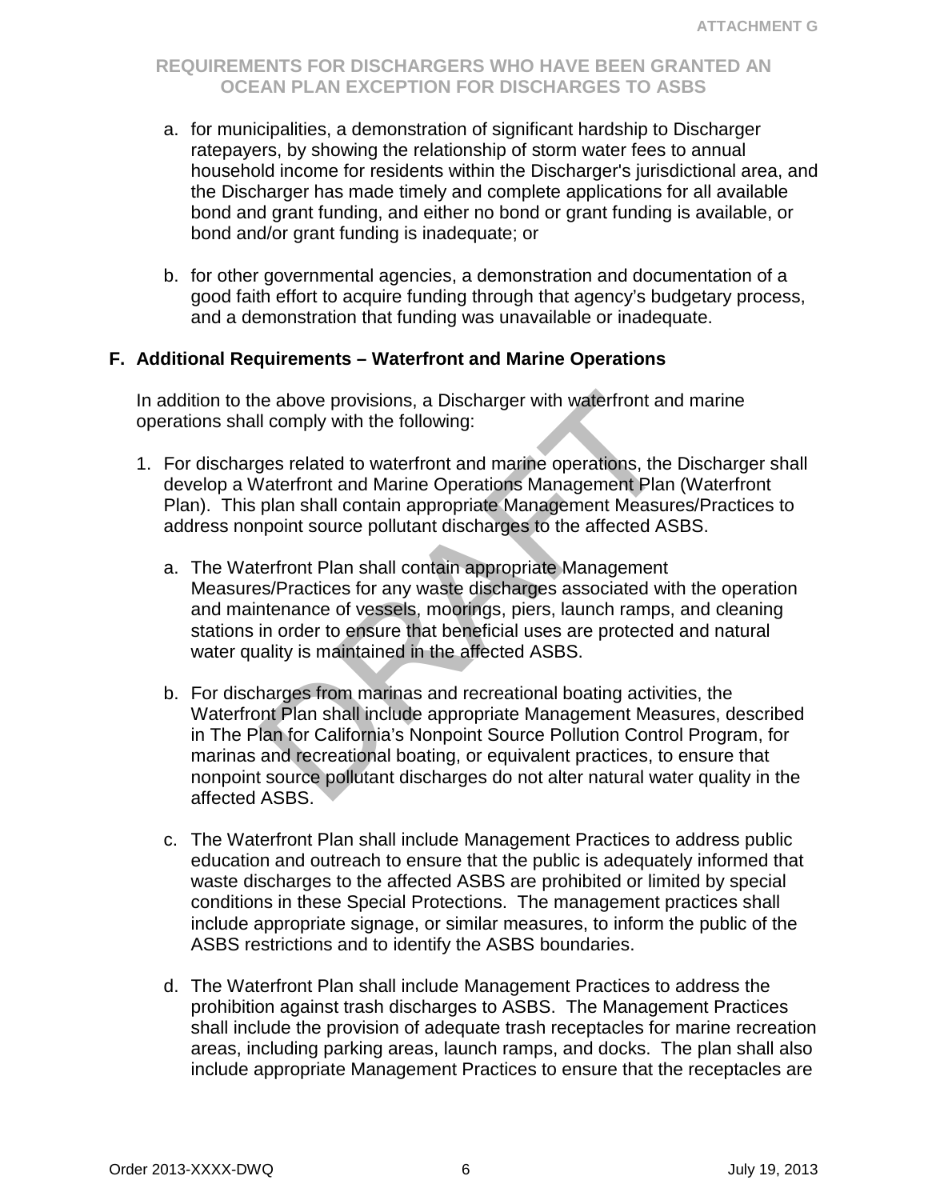a. for municipalities, a demonstration of significant hardship to Discharger ratepayers, by showing the relationship of storm water fees to annual household income for residents within the Discharger's jurisdictional area, and the Discharger has made timely and complete applications for all available bond and grant funding, and either no bond or grant funding is available, or bond and/or grant funding is inadequate; or

b. for other governmental agencies, a demonstration and documentation of a good faith effort to acquire funding through that agency's budgetary process, and a demonstration that funding was unavailable or inadequate.

### F. Additional Requirements – Waterfront and Marine Operations

In addition to the above provisions, a Discharger with waterfront and marine operations shall comply with the following:

1. For discharges related to waterfront and marine operations, the Discharger shall develop a Waterfront and Marine Operations Management Plan (Waterfront Plan). This plan shall contain appropriate Management Measures/Practices to address nonpoint source pollutant discharges to the affected ASBS.

   a. The Waterfront Plan shall contain appropriate Management Measures/Practices for any waste discharges associated with the operation and maintenance of vessels, moorings, piers, launch ramps, and cleaning stations in order to ensure that beneficial uses are protected and natural water quality is maintained in the affected ASBS.

   b. For discharges from marinas and recreational boating activities, the Waterfront Plan shall include appropriate Management Measures, described in The Plan for California's Nonpoint Source Pollution Control Program, for marinas and recreational boating, or equivalent practices, to ensure that nonpoint source pollutant discharges do not alter natural water quality in the affected ASBS.

   c. The Waterfront Plan shall include Management Practices to address public education and outreach to ensure that the public is adequately informed that waste discharges to the affected ASBS are prohibited or limited by special conditions in these Special Protections. The management practices shall include appropriate signage, or similar measures, to inform the public of the ASBS restrictions and to identify the ASBS boundaries.

   d. The Waterfront Plan shall include Management Practices to address the prohibition against trash discharges to ASBS. The Management Practices shall include the provision of adequate trash receptacles for marine recreation areas, including parking areas, launch ramps, and docks. The plan shall also include appropriate Management Practices to ensure that the receptacles are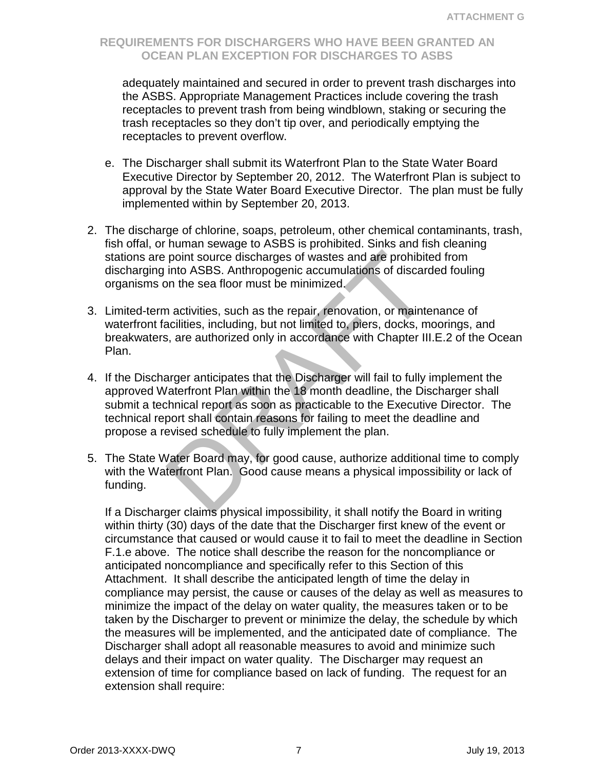adequately maintained and secured in order to prevent trash discharges into the ASBS. Appropriate Management Practices include covering the trash receptacles to prevent trash from being windblown, staking or securing the trash receptacles so they don't tip over, and periodically emptying the receptacles to prevent overflow.

e. The Discharger shall submit its Waterfront Plan to the State Water Board Executive Director by September 20, 2012. The Waterfront Plan is subject to approval by the State Water Board Executive Director. The plan must be fully implemented within by September 20, 2013.

2. The discharge of chlorine, soaps, petroleum, other chemical contaminants, trash, fish offal, or human sewage to ASBS is prohibited. Sinks and fish cleaning stations are point source discharges of wastes and are prohibited from discharging into ASBS. Anthropogenic accumulations of discarded fouling organisms on the sea floor must be minimized.

3. Limited-term activities, such as the repair, renovation, or maintenance of waterfront facilities, including, but not limited to, piers, docks, moorings, and breakwaters, are authorized only in accordance with Chapter III.E.2 of the Ocean Plan.

4. If the Discharger anticipates that the Discharger will fail to fully implement the approved Waterfront Plan within the 18 month deadline, the Discharger shall submit a technical report as soon as practicable to the Executive Director. The technical report shall contain reasons for failing to meet the deadline and propose a revised schedule to fully implement the plan.

5. The State Water Board may, for good cause, authorize additional time to comply with the Waterfront Plan. Good cause means a physical impossibility or lack of funding.

   If a Discharger claims physical impossibility, it shall notify the Board in writing within thirty (30) days of the date that the Discharger first knew of the event or circumstance that caused or would cause it to fail to meet the deadline in Section F.1.e above. The notice shall describe the reason for the noncompliance or anticipated noncompliance and specifically refer to this Section of this Attachment. It shall describe the anticipated length of time the delay in compliance may persist, the cause or causes of the delay as well as measures to minimize the impact of the delay on water quality, the measures taken or to be taken by the Discharger to prevent or minimize the delay, the schedule by which the measures will be implemented, and the anticipated date of compliance. The Discharger shall adopt all reasonable measures to avoid and minimize such delays and their impact on water quality. The Discharger may request an extension of time for compliance based on lack of funding. The request for an extension shall require: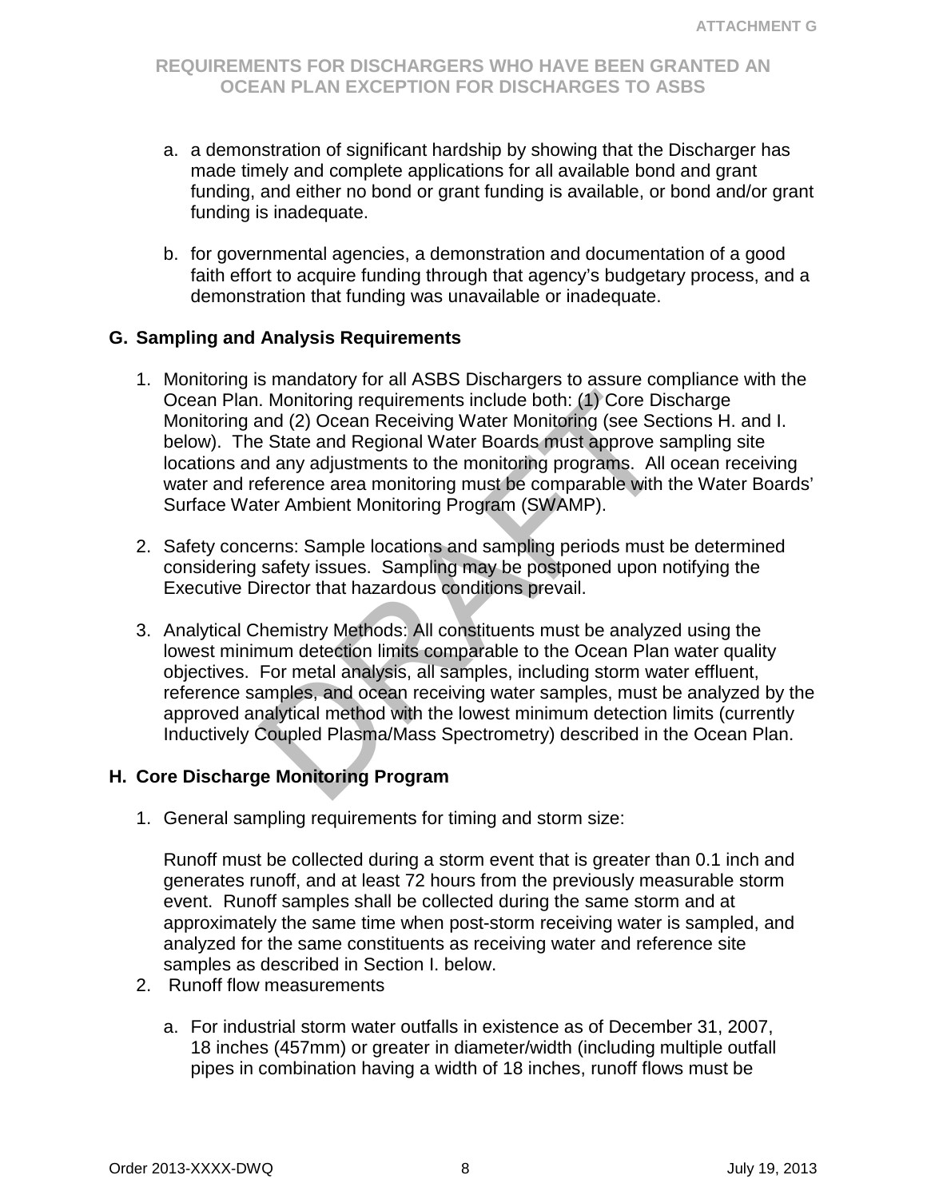a. a demonstration of significant hardship by showing that the Discharger has made timely and complete applications for all available bond and grant funding, and either no bond or grant funding is available, or bond and/or grant funding is inadequate.

b. for governmental agencies, a demonstration and documentation of a good faith effort to acquire funding through that agency's budgetary process, and a demonstration that funding was unavailable or inadequate.

## G. Sampling and Analysis Requirements

1. Monitoring is mandatory for all ASBS Dischargers to assure compliance with the Ocean Plan. Monitoring requirements include both: (1) Core Discharge Monitoring and (2) Ocean Receiving Water Monitoring (see Sections H. and I. below). The State and Regional Water Boards must approve sampling site locations and any adjustments to the monitoring programs. All ocean receiving water and reference area monitoring must be comparable with the Water Boards' Surface Water Ambient Monitoring Program (SWAMP).

2. Safety concerns: Sample locations and sampling periods must be determined considering safety issues. Sampling may be postponed upon notifying the Executive Director that hazardous conditions prevail.

3. Analytical Chemistry Methods: All constituents must be analyzed using the lowest minimum detection limits comparable to the Ocean Plan water quality objectives. For metal analysis, all samples, including storm water effluent, reference samples, and ocean receiving water samples, must be analyzed by the approved analytical method with the lowest minimum detection limits (currently Inductively Coupled Plasma/Mass Spectrometry) described in the Ocean Plan.

## H. Core Discharge Monitoring Program

1. General sampling requirements for timing and storm size:

   Runoff must be collected during a storm event that is greater than 0.1 inch and generates runoff, and at least 72 hours from the previously measurable storm event. Runoff samples shall be collected during the same storm and at approximately the same time when post-storm receiving water is sampled, and analyzed for the same constituents as receiving water and reference site samples as described in Section I. below.

2. Runoff flow measurements

   a. For industrial storm water outfalls in existence as of December 31, 2007, 18 inches (457mm) or greater in diameter/width (including multiple outfall pipes in combination having a width of 18 inches, runoff flows must be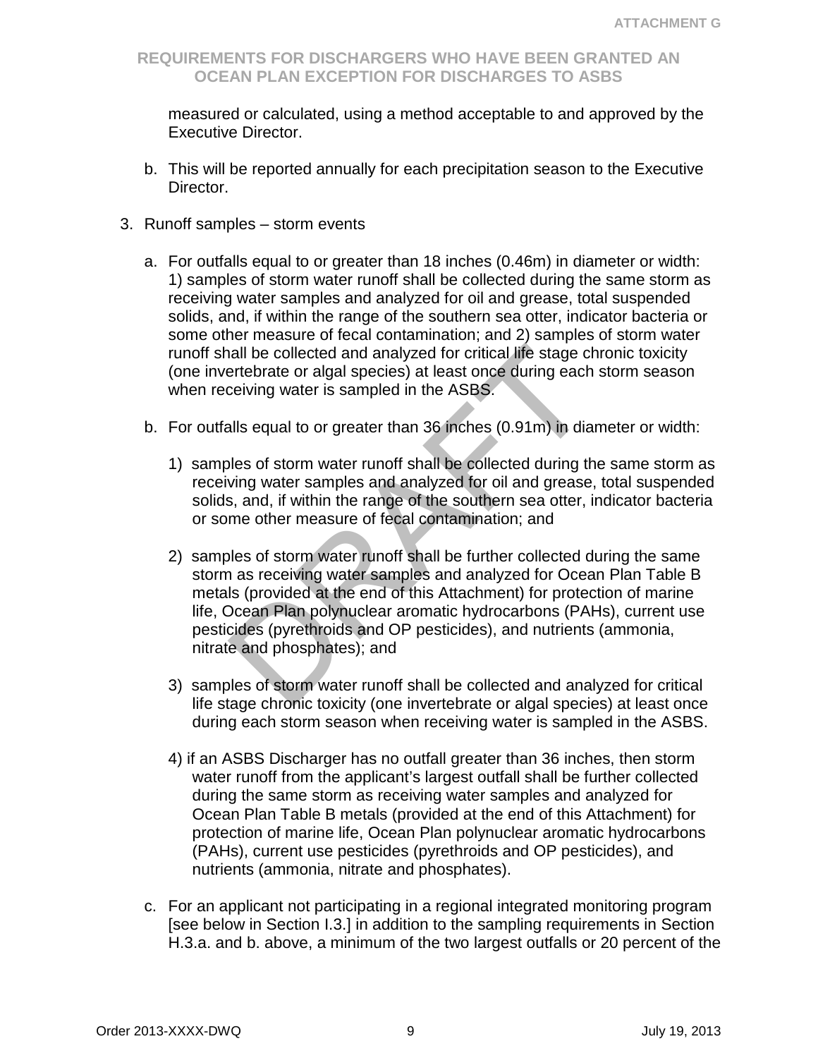measured or calculated, using a method acceptable to and approved by the Executive Director.

b. This will be reported annually for each precipitation season to the Executive Director.

3. Runoff samples – storm events

   a. For outfalls equal to or greater than 18 inches (0.46m) in diameter or width: 1) samples of storm water runoff shall be collected during the same storm as receiving water samples and analyzed for oil and grease, total suspended solids, and, if within the range of the southern sea otter, indicator bacteria or some other measure of fecal contamination; and 2) samples of storm water runoff shall be collected and analyzed for critical life stage chronic toxicity (one invertebrate or algal species) at least once during each storm season when receiving water is sampled in the ASBS.

   b. For outfalls equal to or greater than 36 inches (0.91m) in diameter or width:

      1) samples of storm water runoff shall be collected during the same storm as receiving water samples and analyzed for oil and grease, total suspended solids, and, if within the range of the southern sea otter, indicator bacteria or some other measure of fecal contamination; and

      2) samples of storm water runoff shall be further collected during the same storm as receiving water samples and analyzed for Ocean Plan Table B metals (provided at the end of this Attachment) for protection of marine life, Ocean Plan polynuclear aromatic hydrocarbons (PAHs), current use pesticides (pyrethroids and OP pesticides), and nutrients (ammonia, nitrate and phosphates); and

      3) samples of storm water runoff shall be collected and analyzed for critical life stage chronic toxicity (one invertebrate or algal species) at least once during each storm season when receiving water is sampled in the ASBS.

      4) if an ASBS Discharger has no outfall greater than 36 inches, then storm water runoff from the applicant's largest outfall shall be further collected during the same storm as receiving water samples and analyzed for Ocean Plan Table B metals (provided at the end of this Attachment) for protection of marine life, Ocean Plan polynuclear aromatic hydrocarbons (PAHs), current use pesticides (pyrethroids and OP pesticides), and nutrients (ammonia, nitrate and phosphates).

   c. For an applicant not participating in a regional integrated monitoring program [see below in Section I.3.] in addition to the sampling requirements in Section H.3.a. and b. above, a minimum of the two largest outfalls or 20 percent of the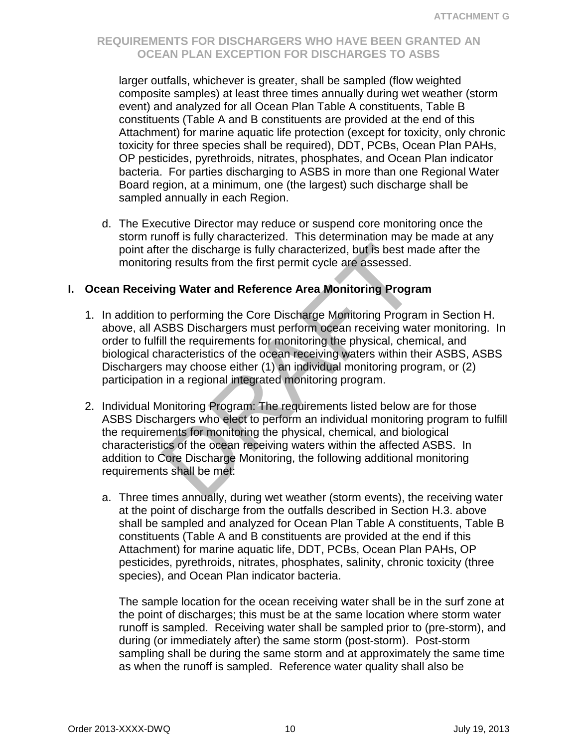larger outfalls, whichever is greater, shall be sampled (flow weighted composite samples) at least three times annually during wet weather (storm event) and analyzed for all Ocean Plan Table A constituents, Table B constituents (Table A and B constituents are provided at the end of this Attachment) for marine aquatic life protection (except for toxicity, only chronic toxicity for three species shall be required), DDT, PCBs, Ocean Plan PAHs, OP pesticides, pyrethroids, nitrates, phosphates, and Ocean Plan indicator bacteria. For parties discharging to ASBS in more than one Regional Water Board region, at a minimum, one (the largest) such discharge shall be sampled annually in each Region.

d. The Executive Director may reduce or suspend core monitoring once the storm runoff is fully characterized. This determination may be made at any point after the discharge is fully characterized, but is best made after the monitoring results from the first permit cycle are assessed.

## I. Ocean Receiving Water and Reference Area Monitoring Program

1. In addition to performing the Core Discharge Monitoring Program in Section H. above, all ASBS Dischargers must perform ocean receiving water monitoring. In order to fulfill the requirements for monitoring the physical, chemical, and biological characteristics of the ocean receiving waters within their ASBS, ASBS Dischargers may choose either (1) an individual monitoring program, or (2) participation in a regional integrated monitoring program.

2. Individual Monitoring Program: The requirements listed below are for those ASBS Dischargers who elect to perform an individual monitoring program to fulfill the requirements for monitoring the physical, chemical, and biological characteristics of the ocean receiving waters within the affected ASBS. In addition to Core Discharge Monitoring, the following additional monitoring requirements shall be met:

   a. Three times annually, during wet weather (storm events), the receiving water at the point of discharge from the outfalls described in Section H.3. above shall be sampled and analyzed for Ocean Plan Table A constituents, Table B constituents (Table A and B constituents are provided at the end if this Attachment) for marine aquatic life, DDT, PCBs, Ocean Plan PAHs, OP pesticides, pyrethroids, nitrates, phosphates, salinity, chronic toxicity (three species), and Ocean Plan indicator bacteria.

   The sample location for the ocean receiving water shall be in the surf zone at the point of discharges; this must be at the same location where storm water runoff is sampled. Receiving water shall be sampled prior to (pre-storm), and during (or immediately after) the same storm (post-storm). Post-storm sampling shall be during the same storm and at approximately the same time as when the runoff is sampled. Reference water quality shall also be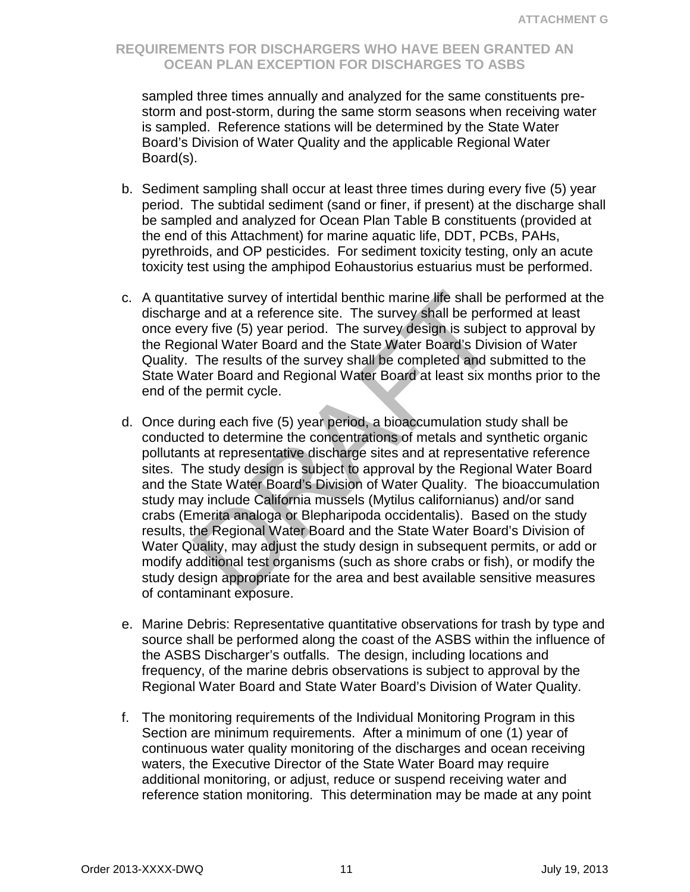sampled three times annually and analyzed for the same constituents pre-storm and post-storm, during the same storm seasons when receiving water is sampled. Reference stations will be determined by the State Water Board's Division of Water Quality and the applicable Regional Water Board(s).

b. Sediment sampling shall occur at least three times during every five (5) year period. The subtidal sediment (sand or finer, if present) at the discharge shall be sampled and analyzed for Ocean Plan Table B constituents (provided at the end of this Attachment) for marine aquatic life, DDT, PCBs, PAHs, pyrethroids, and OP pesticides. For sediment toxicity testing, only an acute toxicity test using the amphipod Eohaustorius estuarius must be performed.

c. A quantitative survey of intertidal benthic marine life shall be performed at the discharge and at a reference site. The survey shall be performed at least once every five (5) year period. The survey design is subject to approval by the Regional Water Board and the State Water Board's Division of Water Quality. The results of the survey shall be completed and submitted to the State Water Board and Regional Water Board at least six months prior to the end of the permit cycle.

d. Once during each five (5) year period, a bioaccumulation study shall be conducted to determine the concentrations of metals and synthetic organic pollutants at representative discharge sites and at representative reference sites. The study design is subject to approval by the Regional Water Board and the State Water Board's Division of Water Quality. The bioaccumulation study may include California mussels (Mytilus californianus) and/or sand crabs (Emerita analoga or Blepharipoda occidentalis). Based on the study results, the Regional Water Board and the State Water Board's Division of Water Quality, may adjust the study design in subsequent permits, or add or modify additional test organisms (such as shore crabs or fish), or modify the study design appropriate for the area and best available sensitive measures of contaminant exposure.

e. Marine Debris: Representative quantitative observations for trash by type and source shall be performed along the coast of the ASBS within the influence of the ASBS Discharger's outfalls. The design, including locations and frequency, of the marine debris observations is subject to approval by the Regional Water Board and State Water Board's Division of Water Quality.

f. The monitoring requirements of the Individual Monitoring Program in this Section are minimum requirements. After a minimum of one (1) year of continuous water quality monitoring of the discharges and ocean receiving waters, the Executive Director of the State Water Board may require additional monitoring, or adjust, reduce or suspend receiving water and reference station monitoring. This determination may be made at any point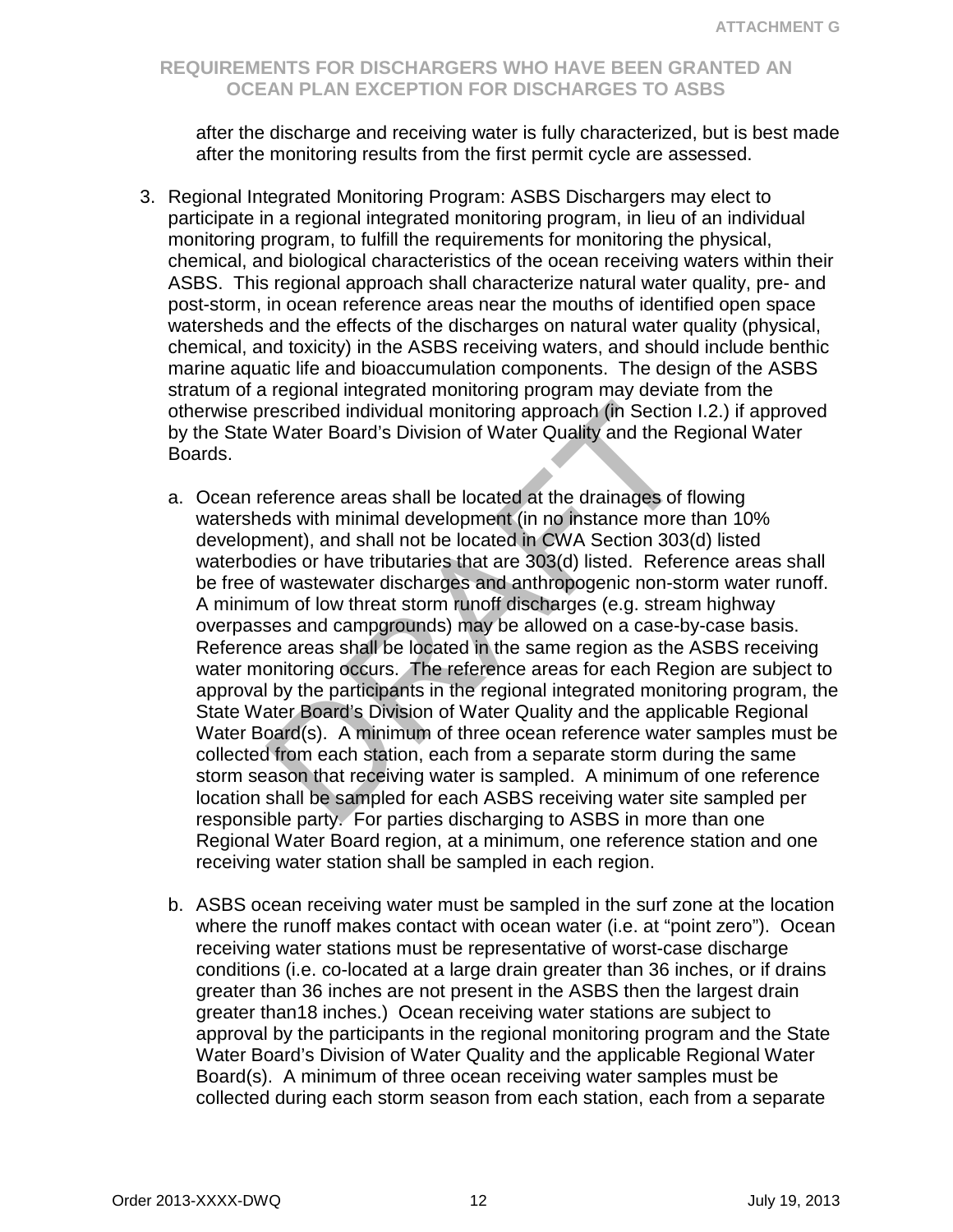after the discharge and receiving water is fully characterized, but is best made after the monitoring results from the first permit cycle are assessed.

3. Regional Integrated Monitoring Program: ASBS Dischargers may elect to participate in a regional integrated monitoring program, in lieu of an individual monitoring program, to fulfill the requirements for monitoring the physical, chemical, and biological characteristics of the ocean receiving waters within their ASBS. This regional approach shall characterize natural water quality, pre- and post-storm, in ocean reference areas near the mouths of identified open space watersheds and the effects of the discharges on natural water quality (physical, chemical, and toxicity) in the ASBS receiving waters, and should include benthic marine aquatic life and bioaccumulation components. The design of the ASBS stratum of a regional integrated monitoring program may deviate from the otherwise prescribed individual monitoring approach (in Section I.2.) if approved by the State Water Board's Division of Water Quality and the Regional Water Boards.

   a. Ocean reference areas shall be located at the drainages of flowing watersheds with minimal development (in no instance more than 10% development), and shall not be located in CWA Section 303(d) listed waterbodies or have tributaries that are 303(d) listed. Reference areas shall be free of wastewater discharges and anthropogenic non-storm water runoff. A minimum of low threat storm runoff discharges (e.g. stream highway overpasses and campgrounds) may be allowed on a case-by-case basis. Reference areas shall be located in the same region as the ASBS receiving water monitoring occurs. The reference areas for each Region are subject to approval by the participants in the regional integrated monitoring program, the State Water Board's Division of Water Quality and the applicable Regional Water Board(s). A minimum of three ocean reference water samples must be collected from each station, each from a separate storm during the same storm season that receiving water is sampled. A minimum of one reference location shall be sampled for each ASBS receiving water site sampled per responsible party. For parties discharging to ASBS in more than one Regional Water Board region, at a minimum, one reference station and one receiving water station shall be sampled in each region.

   b. ASBS ocean receiving water must be sampled in the surf zone at the location where the runoff makes contact with ocean water (i.e. at "point zero"). Ocean receiving water stations must be representative of worst-case discharge conditions (i.e. co-located at a large drain greater than 36 inches, or if drains greater than 36 inches are not present in the ASBS then the largest drain greater than18 inches.) Ocean receiving water stations are subject to approval by the participants in the regional monitoring program and the State Water Board's Division of Water Quality and the applicable Regional Water Board(s). A minimum of three ocean receiving water samples must be collected during each storm season from each station, each from a separate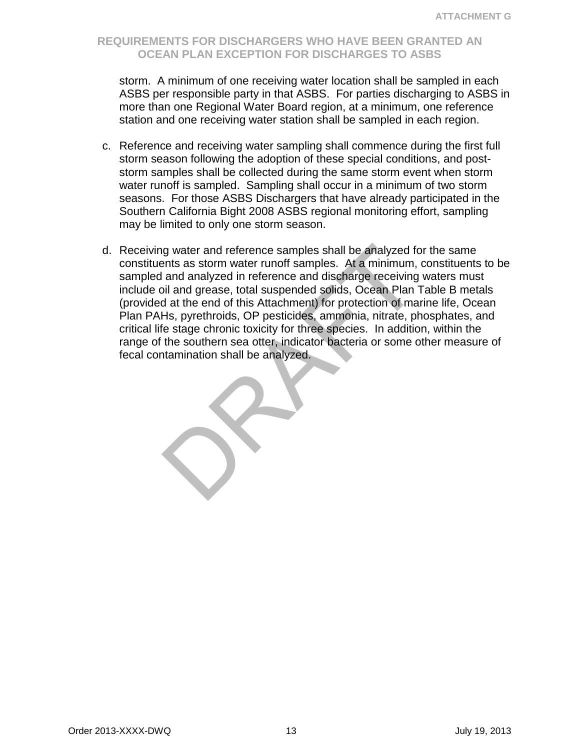storm. A minimum of one receiving water location shall be sampled in each ASBS per responsible party in that ASBS. For parties discharging to ASBS in more than one Regional Water Board region, at a minimum, one reference station and one receiving water station shall be sampled in each region.

c. Reference and receiving water sampling shall commence during the first full storm season following the adoption of these special conditions, and post-storm samples shall be collected during the same storm event when storm water runoff is sampled. Sampling shall occur in a minimum of two storm seasons. For those ASBS Dischargers that have already participated in the Southern California Bight 2008 ASBS regional monitoring effort, sampling may be limited to only one storm season.

d. Receiving water and reference samples shall be analyzed for the same constituents as storm water runoff samples. At a minimum, constituents to be sampled and analyzed in reference and discharge receiving waters must include oil and grease, total suspended solids, Ocean Plan Table B metals (provided at the end of this Attachment) for protection of marine life, Ocean Plan PAHs, pyrethroids, OP pesticides, ammonia, nitrate, phosphates, and critical life stage chronic toxicity for three species. In addition, within the range of the southern sea otter, indicator bacteria or some other measure of fecal contamination shall be analyzed.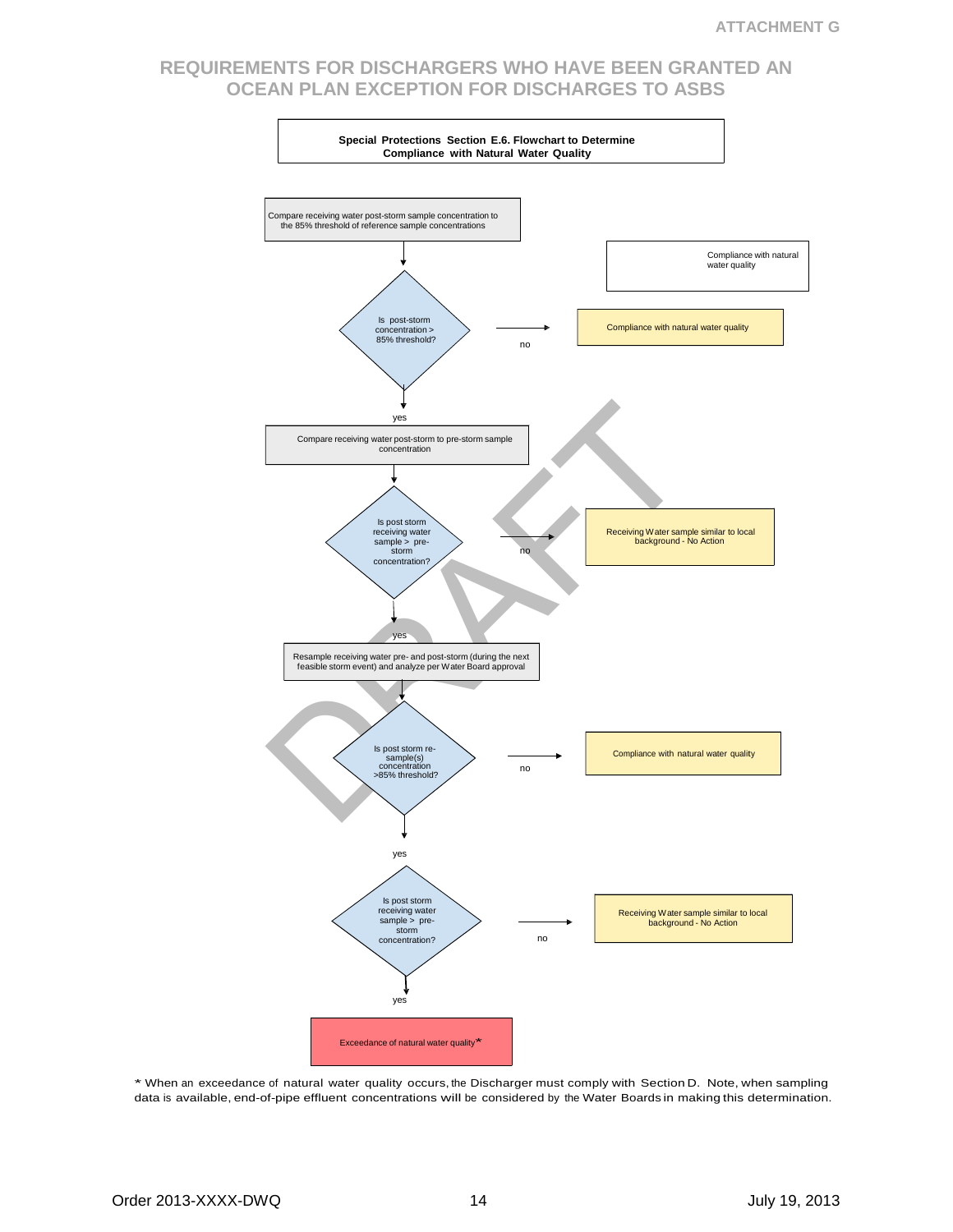# REQUIREMENTS FOR DISCHARGERS WHO HAVE BEEN GRANTED AN OCEAN PLAN EXCEPTION FOR DISCHARGES TO ASBS

**Special Protections Section E.6. Flowchart to Determine Compliance with Natural Water Quality**

Compare receiving water post-storm sample concentration to the 85% threshold of reference sample concentrations

Compliance with natural water quality

Is post-storm concentration > 85% threshold?
- no → Compliance with natural water quality
- yes → Compare receiving water post-storm to pre-storm sample concentration

Is post storm receiving water sample > pre-storm concentration?
- no → Receiving Water sample similar to local background - No Action
- yes → Resample receiving water pre- and post-storm (during the next feasible storm event) and analyze per Water Board approval

Is post storm re-sample(s) concentration >85% threshold?
- no → Compliance with natural water quality
- yes → Is post storm receiving water sample > pre-storm concentration?
  - no → Receiving Water sample similar to local background - No Action
  - yes → Exceedance of natural water quality*

DRAFT

\* When an exceedance of natural water quality occurs, the Discharger must comply with Section D. Note, when sampling data is available, end-of-pipe effluent concentrations will be considered by the Water Boards in making this determination.

Order 2013-XXXX-DWQ July 19, 2013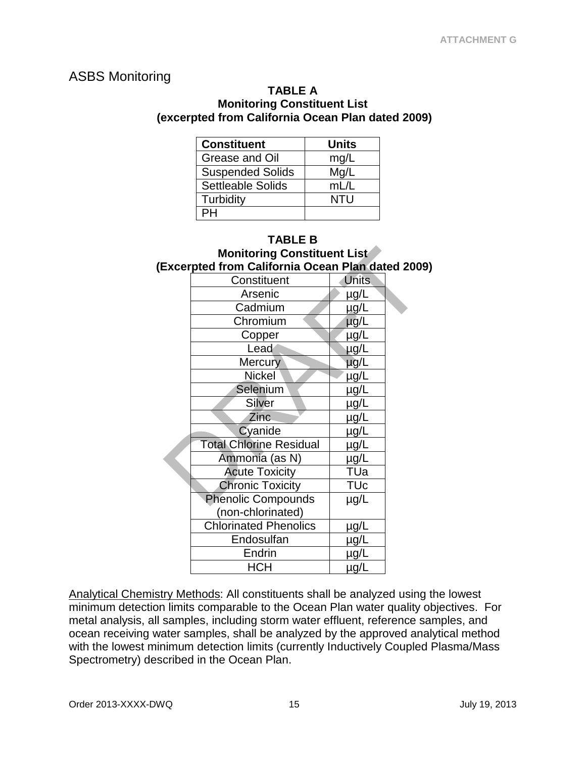## ASBS Monitoring

**TABLE A**
**Monitoring Constituent List**
**(excerpted from California Ocean Plan dated 2009)**

| Constituent | Units |
|---|---|
| Grease and Oil | mg/L |
| Suspended Solids | Mg/L |
| Settleable Solids | mL/L |
| Turbidity | NTU |
| PH | |

**TABLE B**
**Monitoring Constituent List**
**(Excerpted from California Ocean Plan dated 2009)**

| Constituent | Units |
|---|---|
| Arsenic | µg/L |
| Cadmium | µg/L |
| Chromium | µg/L |
| Copper | µg/L |
| Lead | µg/L |
| Mercury | µg/L |
| Nickel | µg/L |
| Selenium | µg/L |
| Silver | µg/L |
| Zinc | µg/L |
| Cyanide | µg/L |
| Total Chlorine Residual | µg/L |
| Ammonia (as N) | µg/L |
| Acute Toxicity | TUa |
| Chronic Toxicity | TUc |
| Phenolic Compounds (non-chlorinated) | µg/L |
| Chlorinated Phenolics | µg/L |
| Endosulfan | µg/L |
| Endrin | µg/L |
| HCH | µg/L |

Analytical Chemistry Methods: All constituents shall be analyzed using the lowest minimum detection limits comparable to the Ocean Plan water quality objectives. For metal analysis, all samples, including storm water effluent, reference samples, and ocean receiving water samples, shall be analyzed by the approved analytical method with the lowest minimum detection limits (currently Inductively Coupled Plasma/Mass Spectrometry) described in the Ocean Plan.